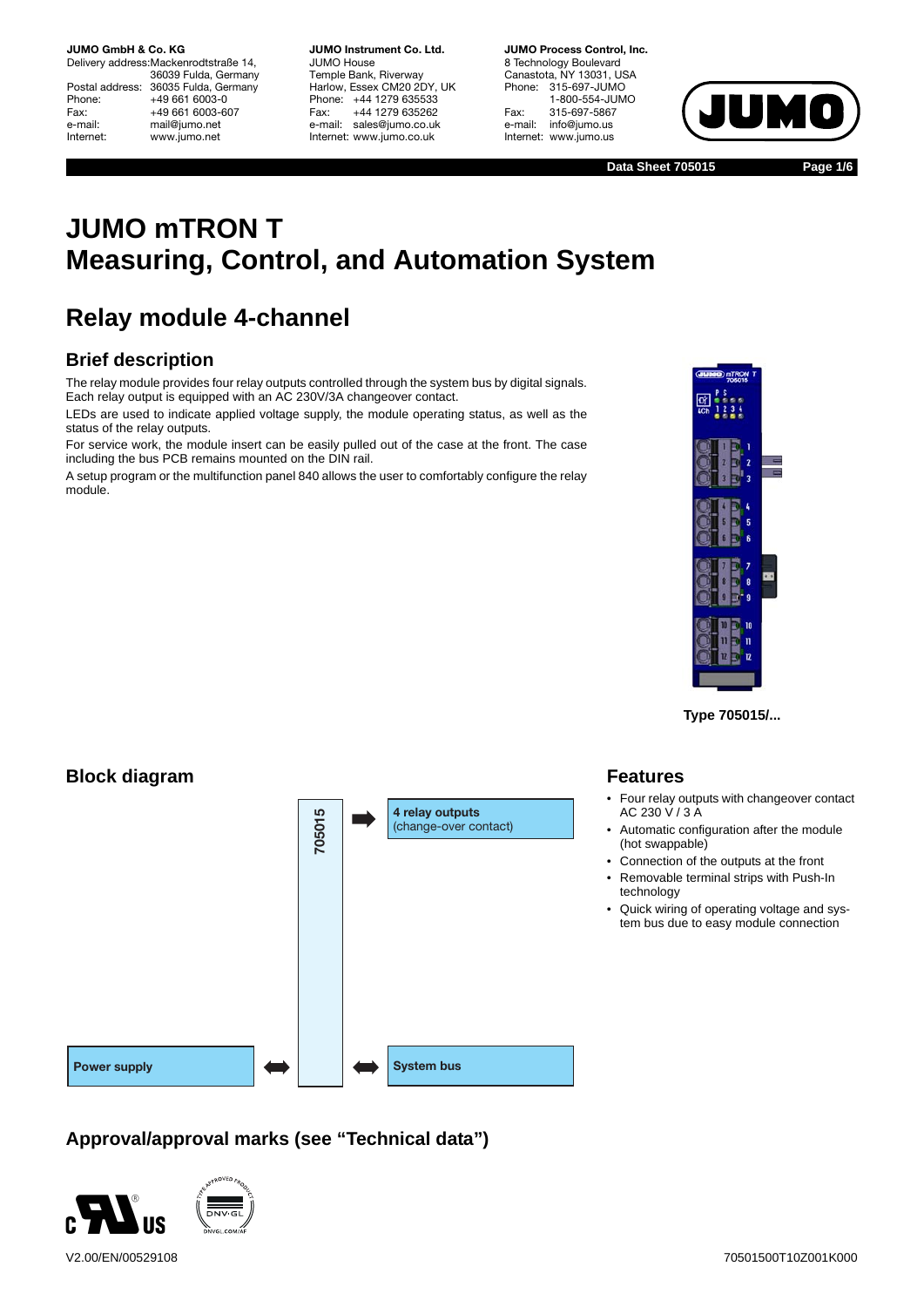**JUMO GmbH & Co. KG**
Delivery address: Mackenrodtstraße 14, 36039 Fulda, Germany
Postal address: 36035 Fulda, Germany
Phone: +49 661 6003-0
Fax: +49 661 6003-607
e-mail: mail@jumo.net
Internet: www.jumo.net

**JUMO Instrument Co. Ltd.**
JUMO House
Temple Bank, Riverway
Harlow, Essex CM20 2DY, UK
Phone: +44 1279 635533
Fax: +44 1279 635262
e-mail: sales@jumo.co.uk
Internet: www.jumo.co.uk

**JUMO Process Control, Inc.**
8 Technology Boulevard
Canastota, NY 13031, USA
Phone: 315-697-JUMO
1-800-554-JUMO
Fax: 315-697-5867
e-mail: info@jumo.us
Internet: www.jumo.us

Data Sheet 705015

# JUMO mTRON T
# Measuring, Control, and Automation System

## Relay module 4-channel

### Brief description

The relay module provides four relay outputs controlled through the system bus by digital signals. Each relay output is equipped with an AC 230V/3A changeover contact.

LEDs are used to indicate applied voltage supply, the module operating status, as well as the status of the relay outputs.

For service work, the module insert can be easily pulled out of the case at the front. The case including the bus PCB remains mounted on the DIN rail.

A setup program or the multifunction panel 840 allows the user to comfortably configure the relay module.

Type 705015/...

### Block diagram

- 705015
- **4 relay outputs** (change-over contact)
- **Power supply**
- **System bus**

### Features

- Four relay outputs with changeover contact AC 230 V / 3 A
- Automatic configuration after the module (hot swappable)
- Connection of the outputs at the front
- Removable terminal strips with Push-In technology
- Quick wiring of operating voltage and system bus due to easy module connection

### Approval/approval marks (see "Technical data")

V2.00/EN/00529108

70501500T10Z001K000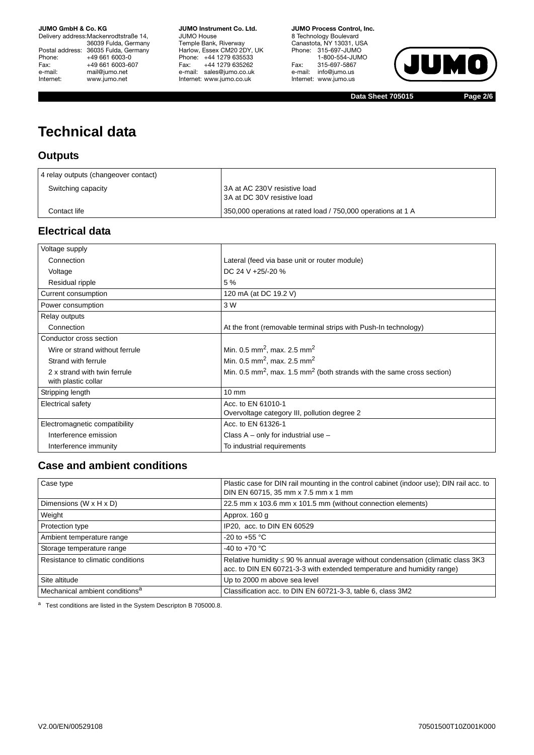# Technical data

## Outputs

| 4 relay outputs (changeover contact) | |
|---|---|
| Switching capacity | 3A at AC 230V resistive load<br>3A at DC 30V resistive load |
| Contact life | 350,000 operations at rated load / 750,000 operations at 1 A |

## Electrical data

| Voltage supply | |
|---|---|
| Connection | Lateral (feed via base unit or router module) |
| Voltage | DC 24 V +25/-20 % |
| Residual ripple | 5 % |
| Current consumption | 120 mA (at DC 19.2 V) |
| Power consumption | 3 W |
| Relay outputs | |
| Connection | At the front (removable terminal strips with Push-In technology) |
| Conductor cross section | |
| Wire or strand without ferrule | Min. 0.5 mm$^2$, max. 2.5 mm$^2$ |
| Strand with ferrule | Min. 0.5 mm$^2$, max. 2.5 mm$^2$ |
| 2 x strand with twin ferrule with plastic collar | Min. 0.5 mm$^2$, max. 1.5 mm$^2$ (both strands with the same cross section) |
| Stripping length | 10 mm |
| Electrical safety | Acc. to EN 61010-1<br>Overvoltage category III, pollution degree 2 |
| Electromagnetic compatibility | Acc. to EN 61326-1 |
| Interference emission | Class A – only for industrial use – |
| Interference immunity | To industrial requirements |

## Case and ambient conditions

| Case type | Plastic case for DIN rail mounting in the control cabinet (indoor use); DIN rail acc. to DIN EN 60715, 35 mm x 7.5 mm x 1 mm |
|---|---|
| Dimensions (W x H x D) | 22.5 mm x 103.6 mm x 101.5 mm (without connection elements) |
| Weight | Approx. 160 g |
| Protection type | IP20, acc. to DIN EN 60529 |
| Ambient temperature range | -20 to +55 °C |
| Storage temperature range | -40 to +70 °C |
| Resistance to climatic conditions | Relative humidity ≤ 90 % annual average without condensation (climatic class 3K3 acc. to DIN EN 60721-3-3 with extended temperature and humidity range) |
| Site altitude | Up to 2000 m above sea level |
| Mechanical ambient conditions[a] | Classification acc. to DIN EN 60721-3-3, table 6, class 3M2 |

[a] Test conditions are listed in the System Descripton B 705000.8.

V2.00/EN/00529108 70501500T10Z001K000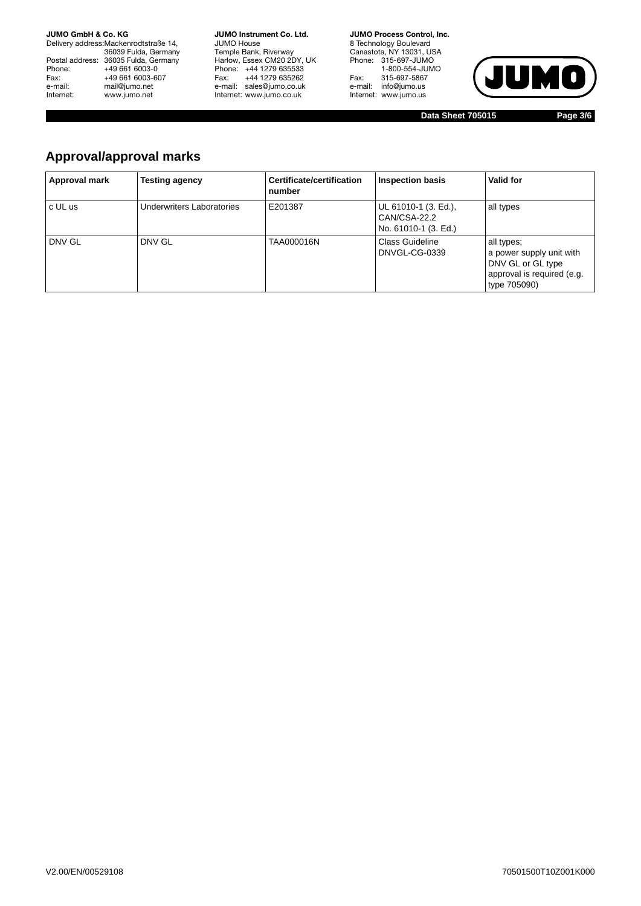## Approval/approval marks

| Approval mark | Testing agency | Certificate/certification number | Inspection basis | Valid for |
|---|---|---|---|---|
| c UL us | Underwriters Laboratories | E201387 | UL 61010-1 (3. Ed.), CAN/CSA-22.2 No. 61010-1 (3. Ed.) | all types |
| DNV GL | DNV GL | TAA000016N | Class Guideline DNVGL-CG-0339 | all types; a power supply unit with DNV GL or GL type approval is required (e.g. type 705090) |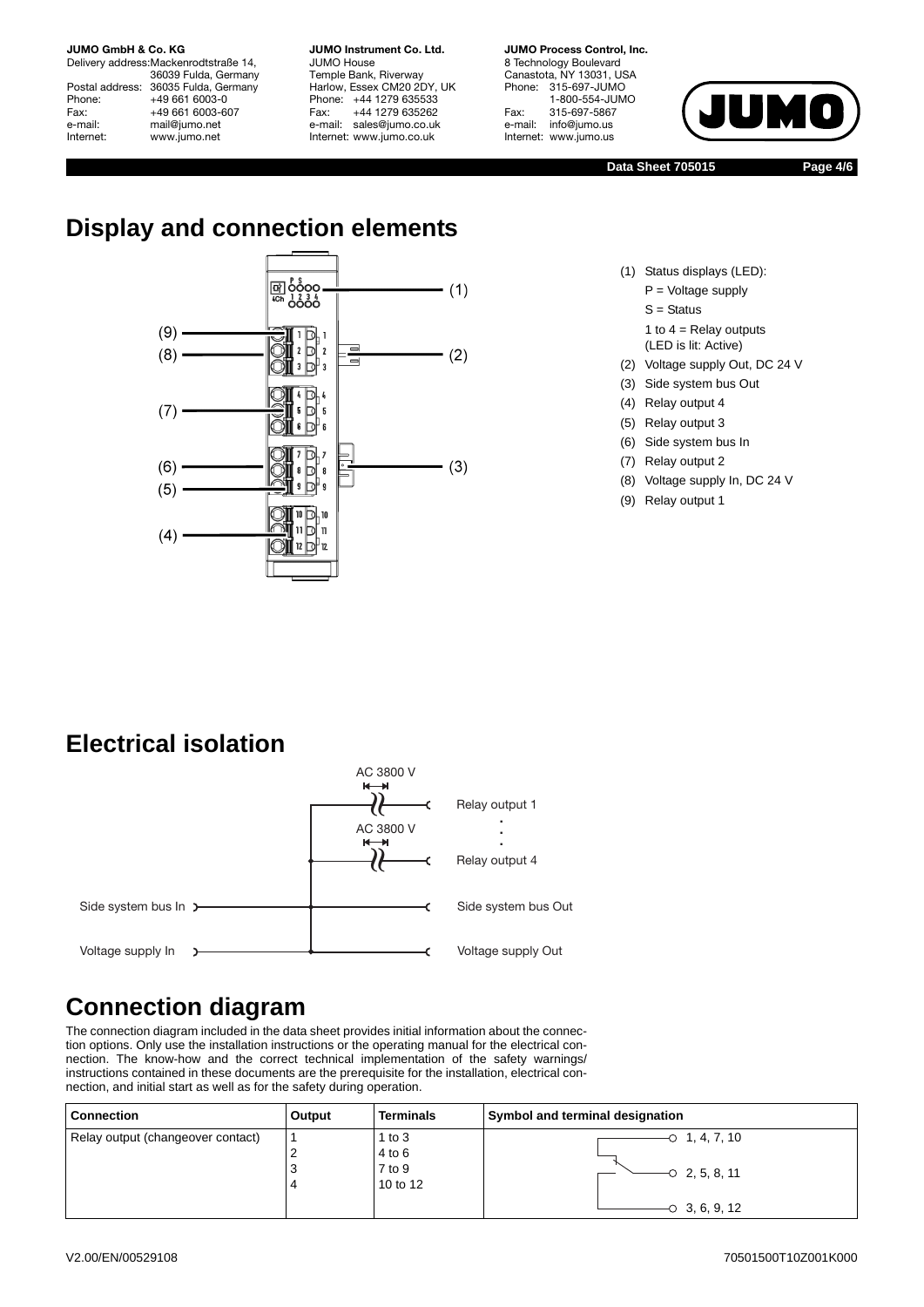# Display and connection elements

(1) Status displays (LED):
P = Voltage supply
S = Status
1 to 4 = Relay outputs (LED is lit: Active)

(2) Voltage supply Out, DC 24 V

(3) Side system bus Out

(4) Relay output 4

(5) Relay output 3

(6) Side system bus In

(7) Relay output 2

(8) Voltage supply In, DC 24 V

(9) Relay output 1

# Electrical isolation

AC 3800 V

Relay output 1

AC 3800 V

Relay output 4

Side system bus In

Side system bus Out

Voltage supply In

Voltage supply Out

# Connection diagram

The connection diagram included in the data sheet provides initial information about the connection options. Only use the installation instructions or the operating manual for the electrical connection. The know-how and the correct technical implementation of the safety warnings/instructions contained in these documents are the prerequisite for the installation, electrical connection, and initial start as well as for the safety during operation.

| Connection | Output | Terminals | Symbol and terminal designation |
|---|---|---|---|
| Relay output (changeover contact) | 1<br>2<br>3<br>4 | 1 to 3<br>4 to 6<br>7 to 9<br>10 to 12 | 1, 4, 7, 10<br>2, 5, 8, 11<br>3, 6, 9, 12 |

V2.00/EN/00529108

70501500T10Z001K000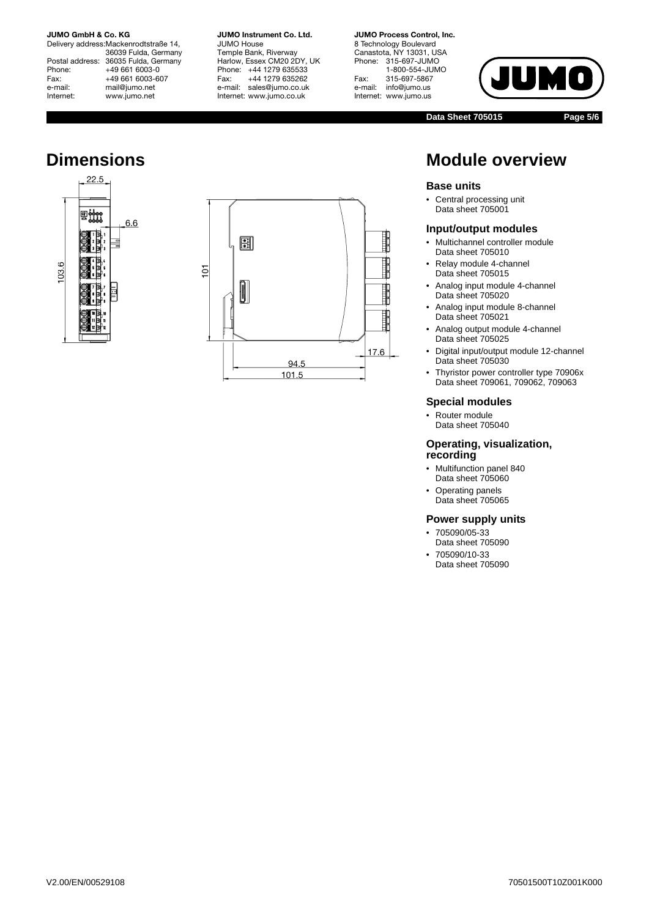# Dimensions

22.5

6.6

103.6

101

17.6

94.5

101.5

# Module overview

### Base units

- Central processing unit
  Data sheet 705001

### Input/output modules

- Multichannel controller module
  Data sheet 705010
- Relay module 4-channel
  Data sheet 705015
- Analog input module 4-channel
  Data sheet 705020
- Analog input module 8-channel
  Data sheet 705021
- Analog output module 4-channel
  Data sheet 705025
- Digital input/output module 12-channel
  Data sheet 705030
- Thyristor power controller type 70906x
  Data sheet 709061, 709062, 709063

### Special modules

- Router module
  Data sheet 705040

### Operating, visualization, recording

- Multifunction panel 840
  Data sheet 705060
- Operating panels
  Data sheet 705065

### Power supply units

- 705090/05-33
  Data sheet 705090
- 705090/10-33
  Data sheet 705090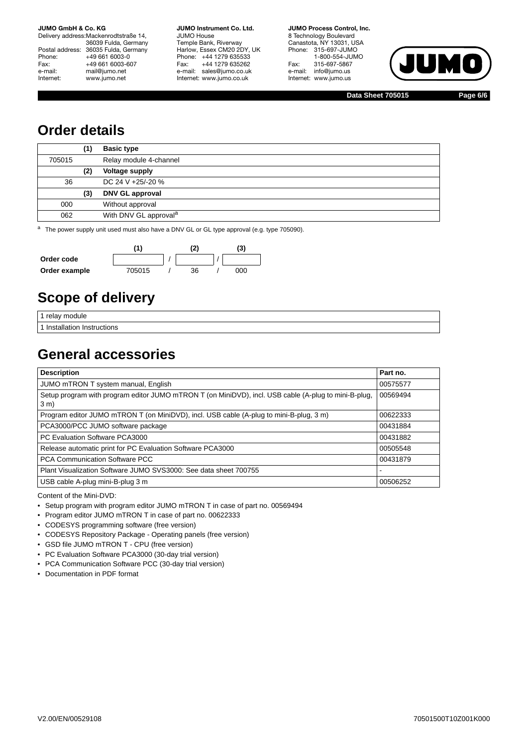# Order details

| | (1) | Basic type |
|---|---|---|
| 705015 | | Relay module 4-channel |
| | (2) | **Voltage supply** |
| 36 | | DC 24 V +25/-20 % |
| | (3) | **DNV GL approval** |
| 000 | | Without approval |
| 062 | | With DNV GL approval[a] |

[a] The power supply unit used must also have a DNV GL or GL type approval (e.g. type 705090).

| | (1) | | (2) | | (3) |
|---|---|---|---|---|---|
| **Order code** | | / | | / | |
| **Order example** | 705015 | / | 36 | / | 000 |

# Scope of delivery

| |
|---|
| 1 relay module |
| 1 Installation Instructions |

# General accessories

| Description | Part no. |
|---|---|
| JUMO mTRON T system manual, English | 00575577 |
| Setup program with program editor JUMO mTRON T (on MiniDVD), incl. USB cable (A-plug to mini-B-plug, 3 m) | 00569494 |
| Program editor JUMO mTRON T (on MiniDVD), incl. USB cable (A-plug to mini-B-plug, 3 m) | 00622333 |
| PCA3000/PCC JUMO software package | 00431884 |
| PC Evaluation Software PCA3000 | 00431882 |
| Release automatic print for PC Evaluation Software PCA3000 | 00505548 |
| PCA Communication Software PCC | 00431879 |
| Plant Visualization Software JUMO SVS3000: See data sheet 700755 | - |
| USB cable A-plug mini-B-plug 3 m | 00506252 |

Content of the Mini-DVD:

- Setup program with program editor JUMO mTRON T in case of part no. 00569494
- Program editor JUMO mTRON T in case of part no. 00622333
- CODESYS programming software (free version)
- CODESYS Repository Package - Operating panels (free version)
- GSD file JUMO mTRON T - CPU (free version)
- PC Evaluation Software PCA3000 (30-day trial version)
- PCA Communication Software PCC (30-day trial version)
- Documentation in PDF format